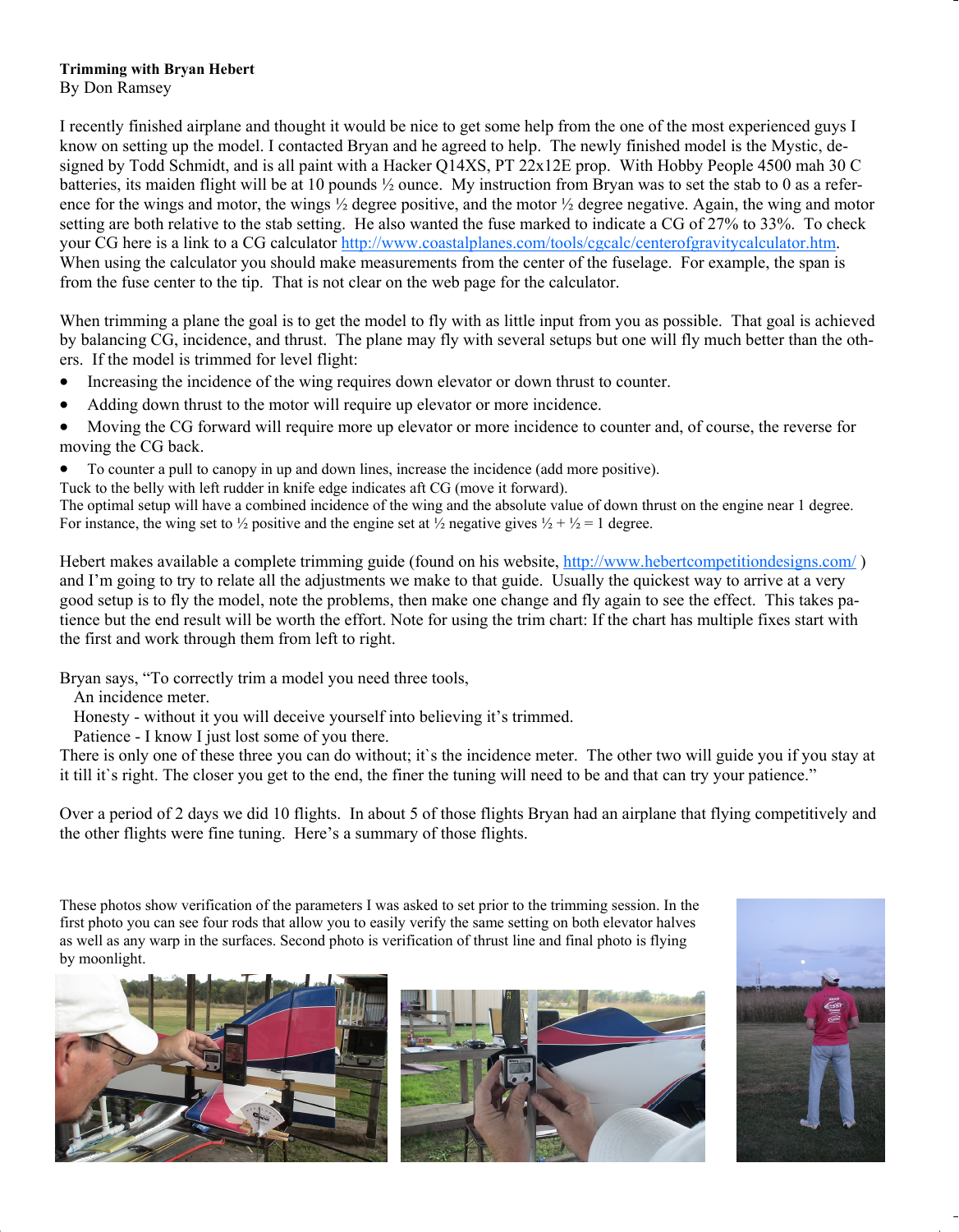**Trimming with Bryan Hebert**
By Don Ramsey

I recently finished airplane and thought it would be nice to get some help from the one of the most experienced guys I know on setting up the model. I contacted Bryan and he agreed to help. The newly finished model is the Mystic, designed by Todd Schmidt, and is all paint with a Hacker Q14XS, PT 22x12E prop. With Hobby People 4500 mah 30 C batteries, its maiden flight will be at 10 pounds ½ ounce. My instruction from Bryan was to set the stab to 0 as a reference for the wings and motor, the wings ½ degree positive, and the motor ½ degree negative. Again, the wing and motor setting are both relative to the stab setting. He also wanted the fuse marked to indicate a CG of 27% to 33%. To check your CG here is a link to a CG calculator http://www.coastalplanes.com/tools/cgcalc/centerofgravitycalculator.htm. When using the calculator you should make measurements from the center of the fuselage. For example, the span is from the fuse center to the tip. That is not clear on the web page for the calculator.

When trimming a plane the goal is to get the model to fly with as little input from you as possible. That goal is achieved by balancing CG, incidence, and thrust. The plane may fly with several setups but one will fly much better than the others. If the model is trimmed for level flight:

- Increasing the incidence of the wing requires down elevator or down thrust to counter.
- Adding down thrust to the motor will require up elevator or more incidence.
- Moving the CG forward will require more up elevator or more incidence to counter and, of course, the reverse for moving the CG back.
- To counter a pull to canopy in up and down lines, increase the incidence (add more positive).

Tuck to the belly with left rudder in knife edge indicates aft CG (move it forward).
The optimal setup will have a combined incidence of the wing and the absolute value of down thrust on the engine near 1 degree. For instance, the wing set to ½ positive and the engine set at ½ negative gives ½ + ½ = 1 degree.

Hebert makes available a complete trimming guide (found on his website, http://www.hebertcompetitiondesigns.com/ ) and I'm going to try to relate all the adjustments we make to that guide. Usually the quickest way to arrive at a very good setup is to fly the model, note the problems, then make one change and fly again to see the effect. This takes patience but the end result will be worth the effort. Note for using the trim chart: If the chart has multiple fixes start with the first and work through them from left to right.

Bryan says, "To correctly trim a model you need three tools,
An incidence meter.
Honesty - without it you will deceive yourself into believing it's trimmed.
Patience - I know I just lost some of you there.
There is only one of these three you can do without; it`s the incidence meter. The other two will guide you if you stay at it till it`s right. The closer you get to the end, the finer the tuning will need to be and that can try your patience."

Over a period of 2 days we did 10 flights. In about 5 of those flights Bryan had an airplane that flying competitively and the other flights were fine tuning. Here's a summary of those flights.

These photos show verification of the parameters I was asked to set prior to the trimming session. In the first photo you can see four rods that allow you to easily verify the same setting on both elevator halves as well as any warp in the surfaces. Second photo is verification of thrust line and final photo is flying by moonlight.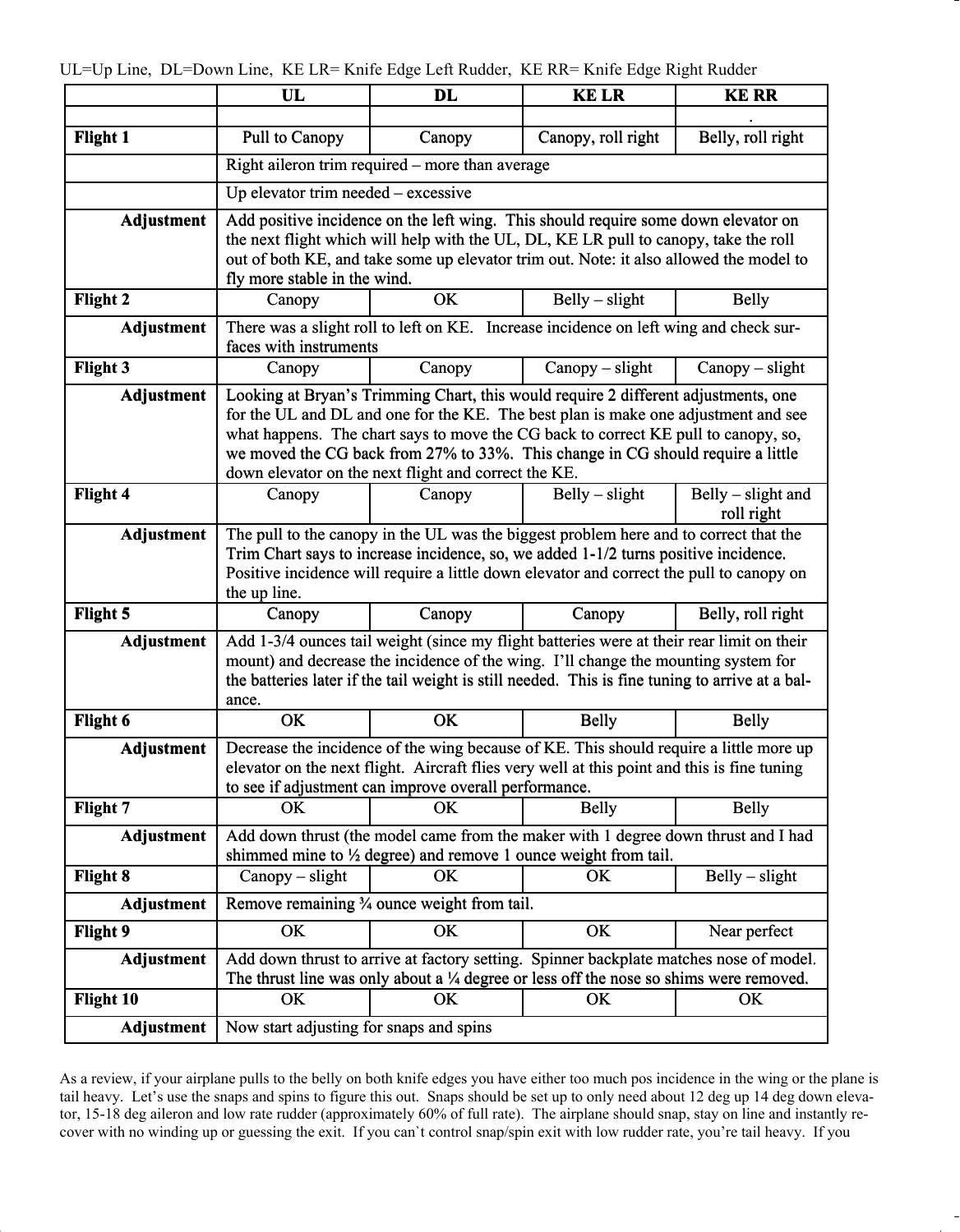UL=Up Line, DL=Down Line, KE LR= Knife Edge Left Rudder, KE RR= Knife Edge Right Rudder

| | UL | DL | KE LR | KE RR |
|---|---|---|---|---|
| | | | | . |
| **Flight 1** | Pull to Canopy | Canopy | Canopy, roll right | Belly, roll right |
| | Right aileron trim required – more than average | | | |
| | Up elevator trim needed – excessive | | | |
| **Adjustment** | Add positive incidence on the left wing. This should require some down elevator on the next flight which will help with the UL, DL, KE LR pull to canopy, take the roll out of both KE, and take some up elevator trim out. Note: it also allowed the model to fly more stable in the wind. | | | |
| **Flight 2** | Canopy | OK | Belly – slight | Belly |
| **Adjustment** | There was a slight roll to left on KE. Increase incidence on left wing and check surfaces with instruments | | | |
| **Flight 3** | Canopy | Canopy | Canopy – slight | Canopy – slight |
| **Adjustment** | Looking at Bryan's Trimming Chart, this would require 2 different adjustments, one for the UL and DL and one for the KE. The best plan is make one adjustment and see what happens. The chart says to move the CG back to correct KE pull to canopy, so, we moved the CG back from 27% to 33%. This change in CG should require a little down elevator on the next flight and correct the KE. | | | |
| **Flight 4** | Canopy | Canopy | Belly – slight | Belly – slight and roll right |
| **Adjustment** | The pull to the canopy in the UL was the biggest problem here and to correct that the Trim Chart says to increase incidence, so, we added 1-1/2 turns positive incidence. Positive incidence will require a little down elevator and correct the pull to canopy on the up line. | | | |
| **Flight 5** | Canopy | Canopy | Canopy | Belly, roll right |
| **Adjustment** | Add 1-3/4 ounces tail weight (since my flight batteries were at their rear limit on their mount) and decrease the incidence of the wing. I'll change the mounting system for the batteries later if the tail weight is still needed. This is fine tuning to arrive at a balance. | | | |
| **Flight 6** | OK | OK | Belly | Belly |
| **Adjustment** | Decrease the incidence of the wing because of KE. This should require a little more up elevator on the next flight. Aircraft flies very well at this point and this is fine tuning to see if adjustment can improve overall performance. | | | |
| **Flight 7** | OK | OK | Belly | Belly |
| **Adjustment** | Add down thrust (the model came from the maker with 1 degree down thrust and I had shimmed mine to ½ degree) and remove 1 ounce weight from tail. | | | |
| **Flight 8** | Canopy – slight | OK | OK | Belly – slight |
| **Adjustment** | Remove remaining ¾ ounce weight from tail. | | | |
| **Flight 9** | OK | OK | OK | Near perfect |
| **Adjustment** | Add down thrust to arrive at factory setting. Spinner backplate matches nose of model. The thrust line was only about a ¼ degree or less off the nose so shims were removed. | | | |
| **Flight 10** | OK | OK | OK | OK |
| **Adjustment** | Now start adjusting for snaps and spins | | | |

As a review, if your airplane pulls to the belly on both knife edges you have either too much pos incidence in the wing or the plane is tail heavy. Let's use the snaps and spins to figure this out. Snaps should be set up to only need about 12 deg up 14 deg down elevator, 15-18 deg aileron and low rate rudder (approximately 60% of full rate). The airplane should snap, stay on line and instantly recover with no winding up or guessing the exit. If you can`t control snap/spin exit with low rudder rate, you're tail heavy. If you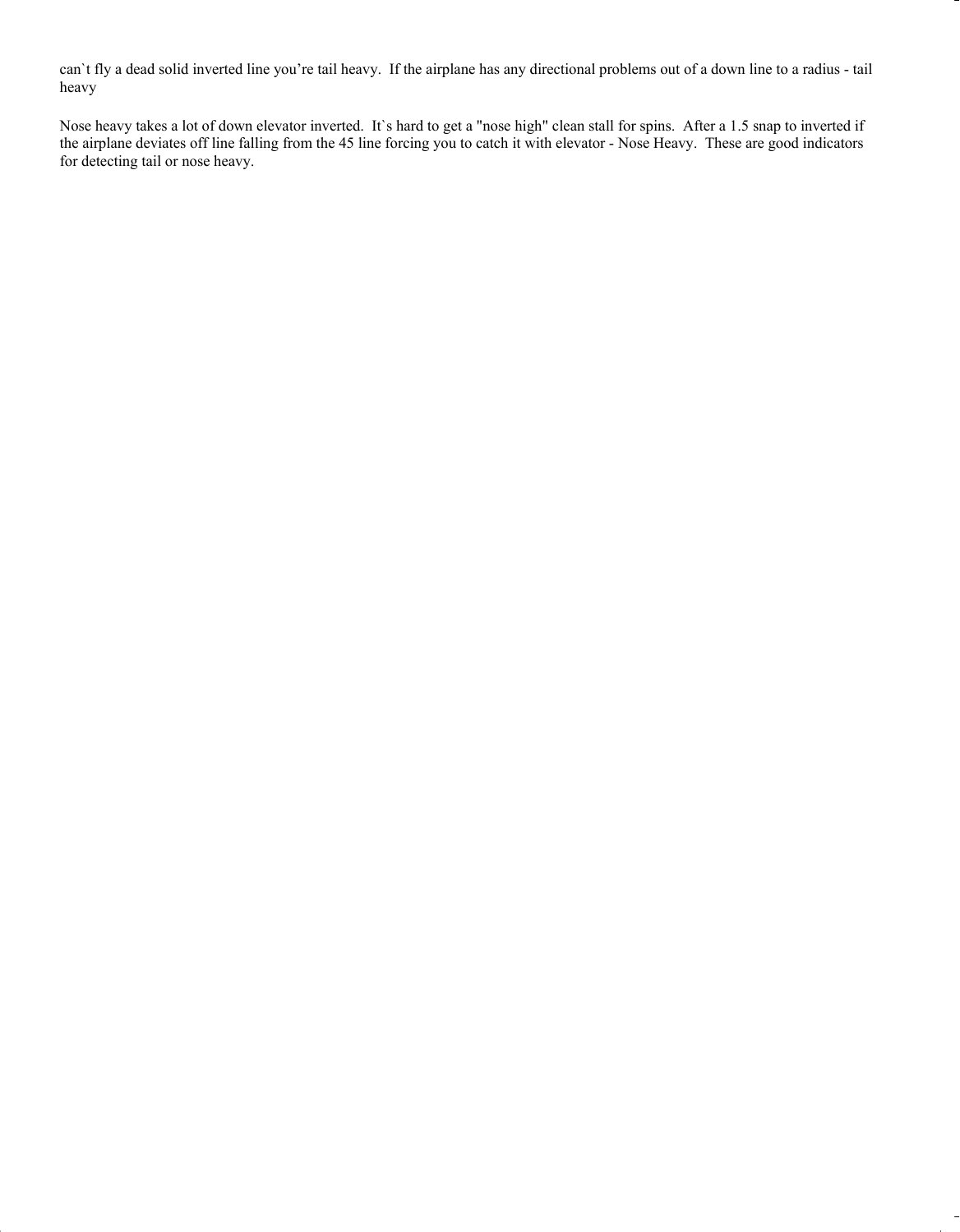can`t fly a dead solid inverted line you're tail heavy. If the airplane has any directional problems out of a down line to a radius - tail heavy

Nose heavy takes a lot of down elevator inverted. It`s hard to get a "nose high" clean stall for spins. After a 1.5 snap to inverted if the airplane deviates off line falling from the 45 line forcing you to catch it with elevator - Nose Heavy. These are good indicators for detecting tail or nose heavy.